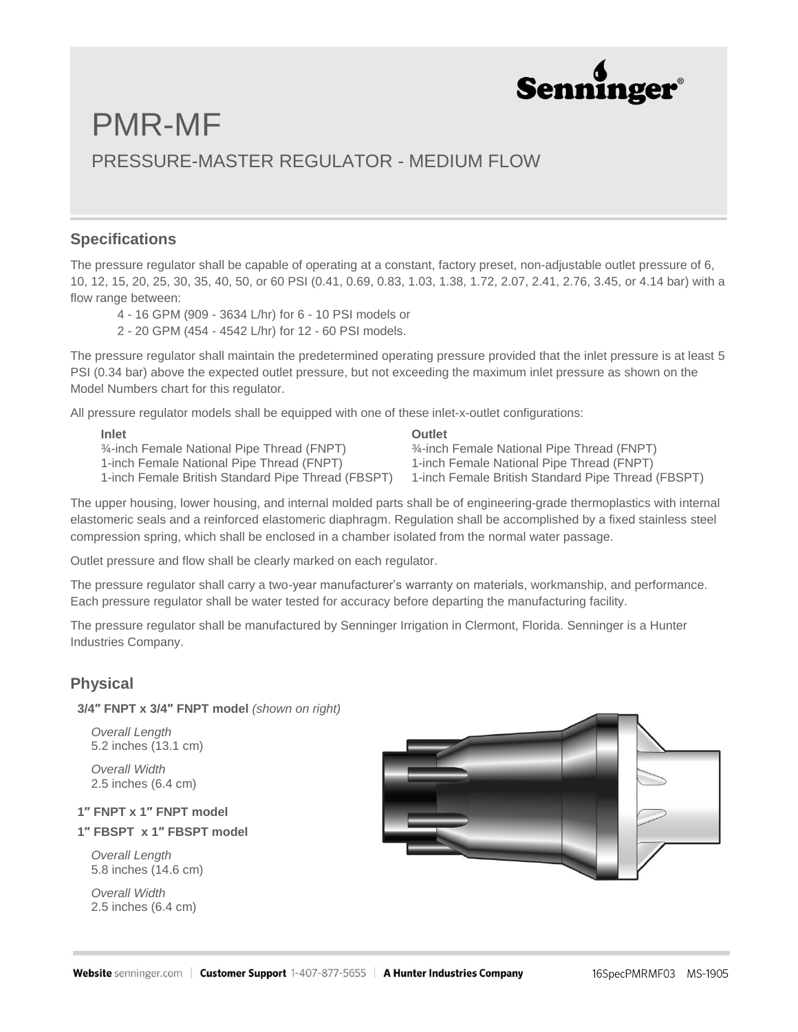# PMR-MF

## PRESSURE-MASTER REGULATOR - MEDIUM FLOW

### Specifications

The pressure regulator shall be capable of operating at a constant, factory preset, non-adjustable outlet pressure of 6, 10, 12, 15, 20, 25, 30, 35, 40, 50, or 60 PSI (0.41, 0.69, 0.83, 1.03, 1.38, 1.72, 2.07, 2.41, 2.76, 3.45, or 4.14 bar) with a flow range between:

4 - 16 GPM (909 - 3634 L/hr) for 6 - 10 PSI models or

2 - 20 GPM (454 - 4542 L/hr) for 12 - 60 PSI models.

The pressure regulator shall maintain the predetermined operating pressure provided that the inlet pressure is at least 5 PSI (0.34 bar) above the expected outlet pressure, but not exceeding the maximum inlet pressure as shown on the Model Numbers chart for this regulator.

All pressure regulator models shall be equipped with one of these inlet-x-outlet configurations:

| Inlet | Outlet |
|---|---|
| ¾-inch Female National Pipe Thread (FNPT) | ¾-inch Female National Pipe Thread (FNPT) |
| 1-inch Female National Pipe Thread (FNPT) | 1-inch Female National Pipe Thread (FNPT) |
| 1-inch Female British Standard Pipe Thread (FBSPT) | 1-inch Female British Standard Pipe Thread (FBSPT) |

The upper housing, lower housing, and internal molded parts shall be of engineering-grade thermoplastics with internal elastomeric seals and a reinforced elastomeric diaphragm. Regulation shall be accomplished by a fixed stainless steel compression spring, which shall be enclosed in a chamber isolated from the normal water passage.

Outlet pressure and flow shall be clearly marked on each regulator.

The pressure regulator shall carry a two-year manufacturer's warranty on materials, workmanship, and performance. Each pressure regulator shall be water tested for accuracy before departing the manufacturing facility.

The pressure regulator shall be manufactured by Senninger Irrigation in Clermont, Florida. Senninger is a Hunter Industries Company.

### Physical

**3/4″ FNPT x 3/4″ FNPT model** *(shown on right)*

*Overall Length*
5.2 inches (13.1 cm)

*Overall Width*
2.5 inches (6.4 cm)

**1″ FNPT x 1″ FNPT model**

**1″ FBSPT x 1″ FBSPT model**

*Overall Length*
5.8 inches (14.6 cm)

*Overall Width*
2.5 inches (6.4 cm)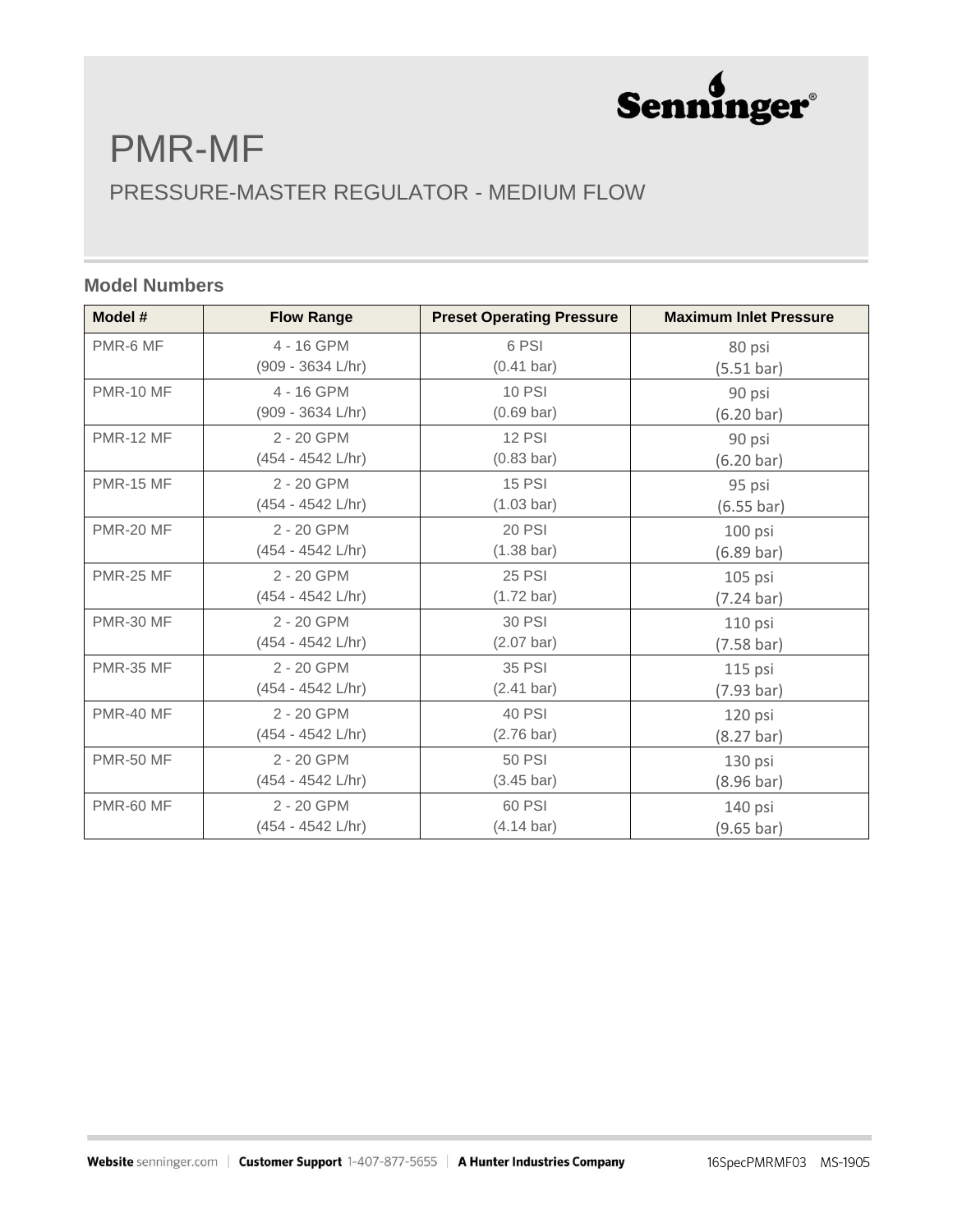Senninger®

# PMR-MF

## PRESSURE-MASTER REGULATOR - MEDIUM FLOW

### Model Numbers

| Model # | Flow Range | Preset Operating Pressure | Maximum Inlet Pressure |
|---|---|---|---|
| PMR-6 MF | 4 - 16 GPM (909 - 3634 L/hr) | 6 PSI (0.41 bar) | 80 psi (5.51 bar) |
| PMR-10 MF | 4 - 16 GPM (909 - 3634 L/hr) | 10 PSI (0.69 bar) | 90 psi (6.20 bar) |
| PMR-12 MF | 2 - 20 GPM (454 - 4542 L/hr) | 12 PSI (0.83 bar) | 90 psi (6.20 bar) |
| PMR-15 MF | 2 - 20 GPM (454 - 4542 L/hr) | 15 PSI (1.03 bar) | 95 psi (6.55 bar) |
| PMR-20 MF | 2 - 20 GPM (454 - 4542 L/hr) | 20 PSI (1.38 bar) | 100 psi (6.89 bar) |
| PMR-25 MF | 2 - 20 GPM (454 - 4542 L/hr) | 25 PSI (1.72 bar) | 105 psi (7.24 bar) |
| PMR-30 MF | 2 - 20 GPM (454 - 4542 L/hr) | 30 PSI (2.07 bar) | 110 psi (7.58 bar) |
| PMR-35 MF | 2 - 20 GPM (454 - 4542 L/hr) | 35 PSI (2.41 bar) | 115 psi (7.93 bar) |
| PMR-40 MF | 2 - 20 GPM (454 - 4542 L/hr) | 40 PSI (2.76 bar) | 120 psi (8.27 bar) |
| PMR-50 MF | 2 - 20 GPM (454 - 4542 L/hr) | 50 PSI (3.45 bar) | 130 psi (8.96 bar) |
| PMR-60 MF | 2 - 20 GPM (454 - 4542 L/hr) | 60 PSI (4.14 bar) | 140 psi (9.65 bar) |

**Website** senninger.com | **Customer Support** 1-407-877-5655 | **A Hunter Industries Company**

16SpecPMRMF03 MS-1905